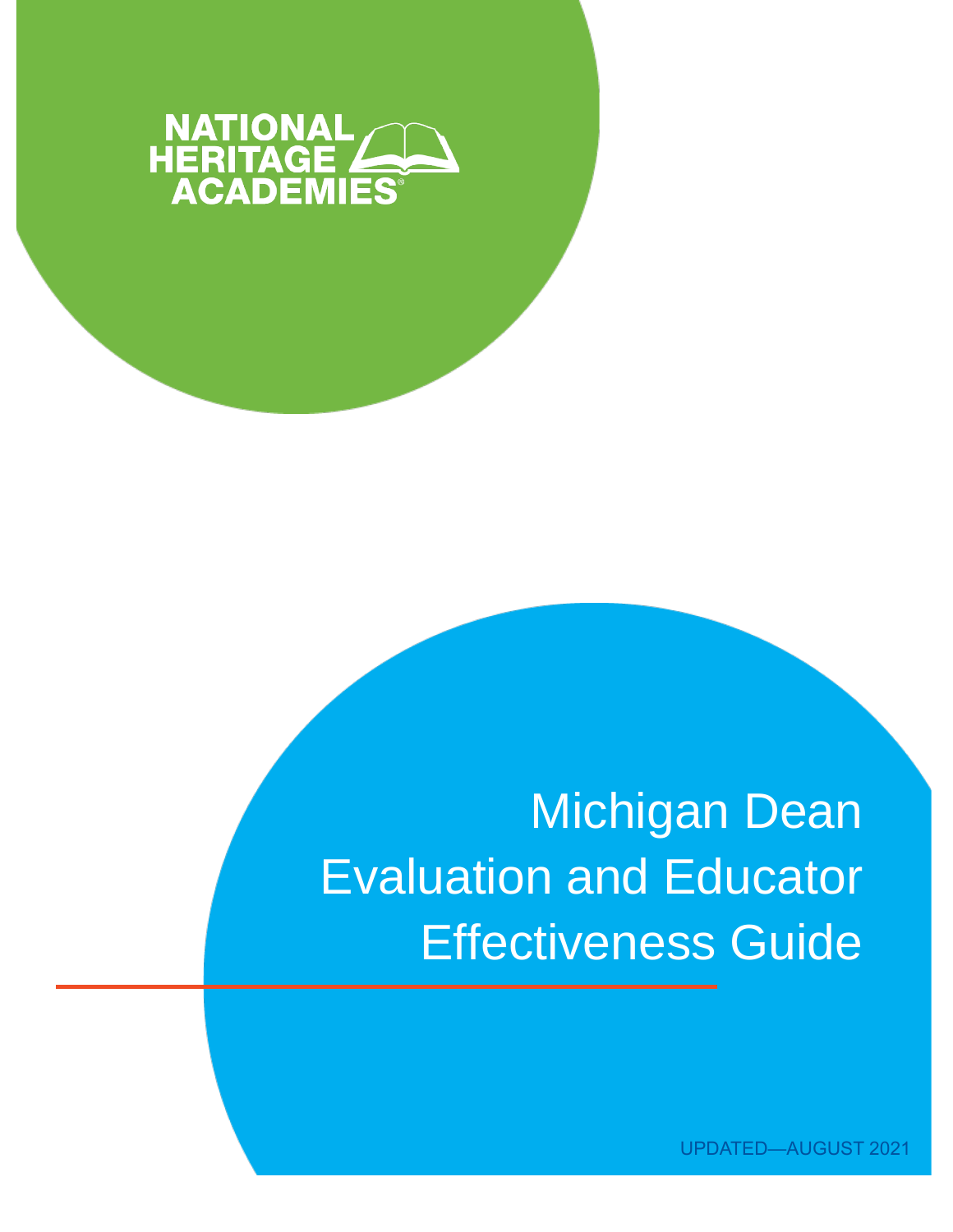NATIONAL HERITAGE ACADEMIES®

# Michigan Dean Evaluation and Educator Effectiveness Guide

UPDATED—AUGUST 2021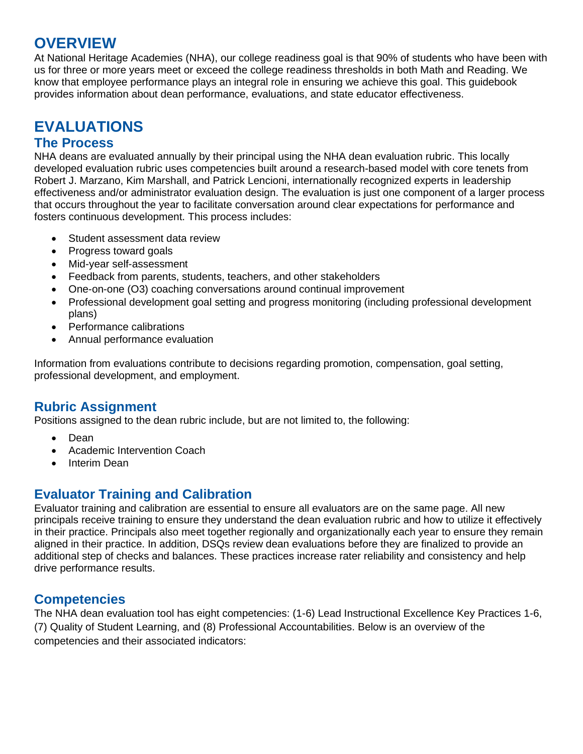# OVERVIEW

At National Heritage Academies (NHA), our college readiness goal is that 90% of students who have been with us for three or more years meet or exceed the college readiness thresholds in both Math and Reading. We know that employee performance plays an integral role in ensuring we achieve this goal. This guidebook provides information about dean performance, evaluations, and state educator effectiveness.

# EVALUATIONS

## The Process

NHA deans are evaluated annually by their principal using the NHA dean evaluation rubric. This locally developed evaluation rubric uses competencies built around a research-based model with core tenets from Robert J. Marzano, Kim Marshall, and Patrick Lencioni, internationally recognized experts in leadership effectiveness and/or administrator evaluation design. The evaluation is just one component of a larger process that occurs throughout the year to facilitate conversation around clear expectations for performance and fosters continuous development. This process includes:

- Student assessment data review
- Progress toward goals
- Mid-year self-assessment
- Feedback from parents, students, teachers, and other stakeholders
- One-on-one (O3) coaching conversations around continual improvement
- Professional development goal setting and progress monitoring (including professional development plans)
- Performance calibrations
- Annual performance evaluation

Information from evaluations contribute to decisions regarding promotion, compensation, goal setting, professional development, and employment.

## Rubric Assignment

Positions assigned to the dean rubric include, but are not limited to, the following:

- Dean
- Academic Intervention Coach
- Interim Dean

## Evaluator Training and Calibration

Evaluator training and calibration are essential to ensure all evaluators are on the same page. All new principals receive training to ensure they understand the dean evaluation rubric and how to utilize it effectively in their practice. Principals also meet together regionally and organizationally each year to ensure they remain aligned in their practice. In addition, DSQs review dean evaluations before they are finalized to provide an additional step of checks and balances. These practices increase rater reliability and consistency and help drive performance results.

## Competencies

The NHA dean evaluation tool has eight competencies: (1-6) Lead Instructional Excellence Key Practices 1-6, (7) Quality of Student Learning, and (8) Professional Accountabilities. Below is an overview of the competencies and their associated indicators: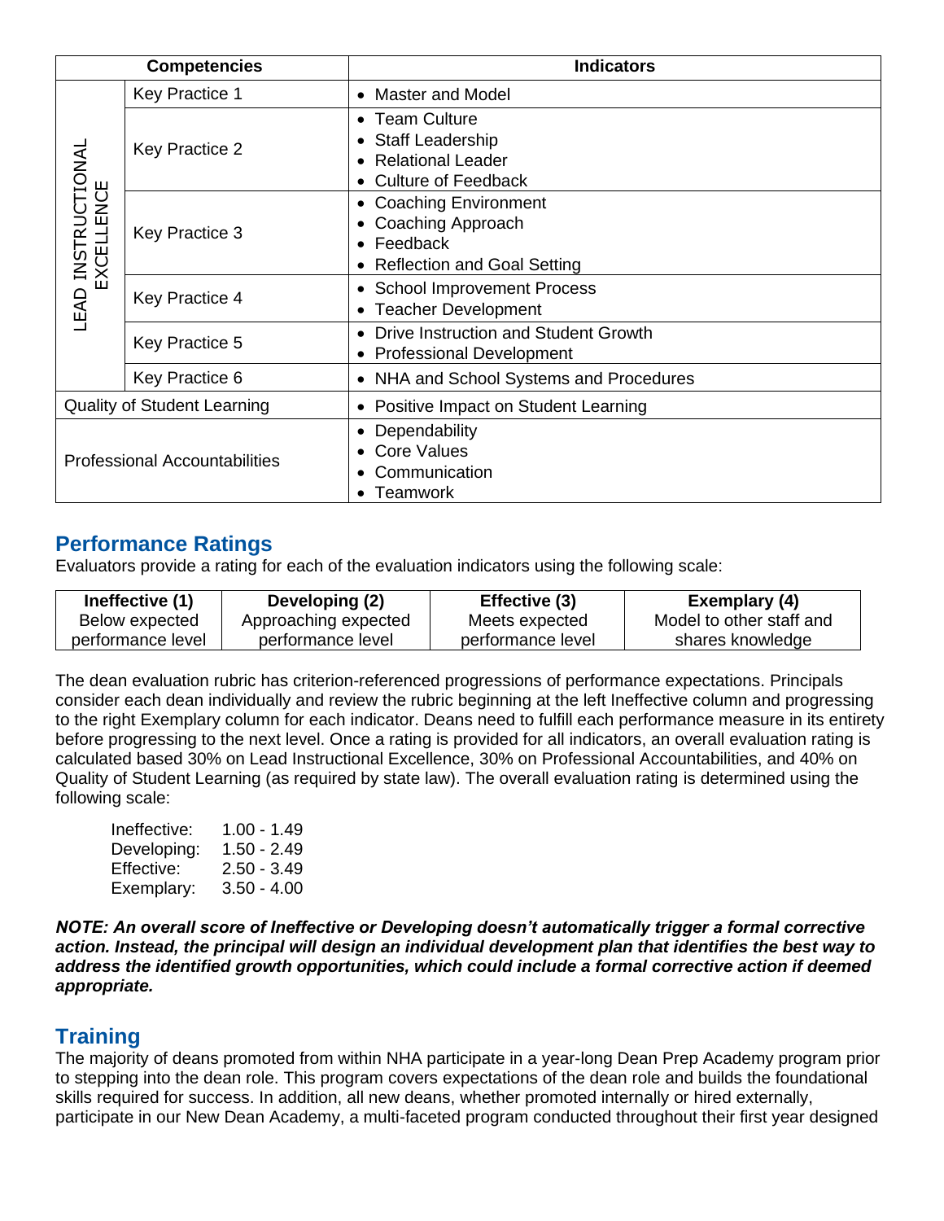| Competencies | | Indicators |
|---|---|---|
| LEAD INSTRUCTIONAL EXCELLENCE | Key Practice 1 | • Master and Model |
| | Key Practice 2 | • Team Culture<br>• Staff Leadership<br>• Relational Leader<br>• Culture of Feedback |
| | Key Practice 3 | • Coaching Environment<br>• Coaching Approach<br>• Feedback<br>• Reflection and Goal Setting |
| | Key Practice 4 | • School Improvement Process<br>• Teacher Development |
| | Key Practice 5 | • Drive Instruction and Student Growth<br>• Professional Development |
| | Key Practice 6 | • NHA and School Systems and Procedures |
| Quality of Student Learning | | • Positive Impact on Student Learning |
| Professional Accountabilities | | • Dependability<br>• Core Values<br>• Communication<br>• Teamwork |

## Performance Ratings

Evaluators provide a rating for each of the evaluation indicators using the following scale:

| Ineffective (1) | Developing (2) | Effective (3) | Exemplary (4) |
|---|---|---|---|
| Below expected performance level | Approaching expected performance level | Meets expected performance level | Model to other staff and shares knowledge |

The dean evaluation rubric has criterion-referenced progressions of performance expectations. Principals consider each dean individually and review the rubric beginning at the left Ineffective column and progressing to the right Exemplary column for each indicator. Deans need to fulfill each performance measure in its entirety before progressing to the next level. Once a rating is provided for all indicators, an overall evaluation rating is calculated based 30% on Lead Instructional Excellence, 30% on Professional Accountabilities, and 40% on Quality of Student Learning (as required by state law). The overall evaluation rating is determined using the following scale:

Ineffective: 1.00 - 1.49
Developing: 1.50 - 2.49
Effective: 2.50 - 3.49
Exemplary: 3.50 - 4.00

***NOTE: An overall score of Ineffective or Developing doesn't automatically trigger a formal corrective action. Instead, the principal will design an individual development plan that identifies the best way to address the identified growth opportunities, which could include a formal corrective action if deemed appropriate.***

## Training

The majority of deans promoted from within NHA participate in a year-long Dean Prep Academy program prior to stepping into the dean role. This program covers expectations of the dean role and builds the foundational skills required for success. In addition, all new deans, whether promoted internally or hired externally, participate in our New Dean Academy, a multi-faceted program conducted throughout their first year designed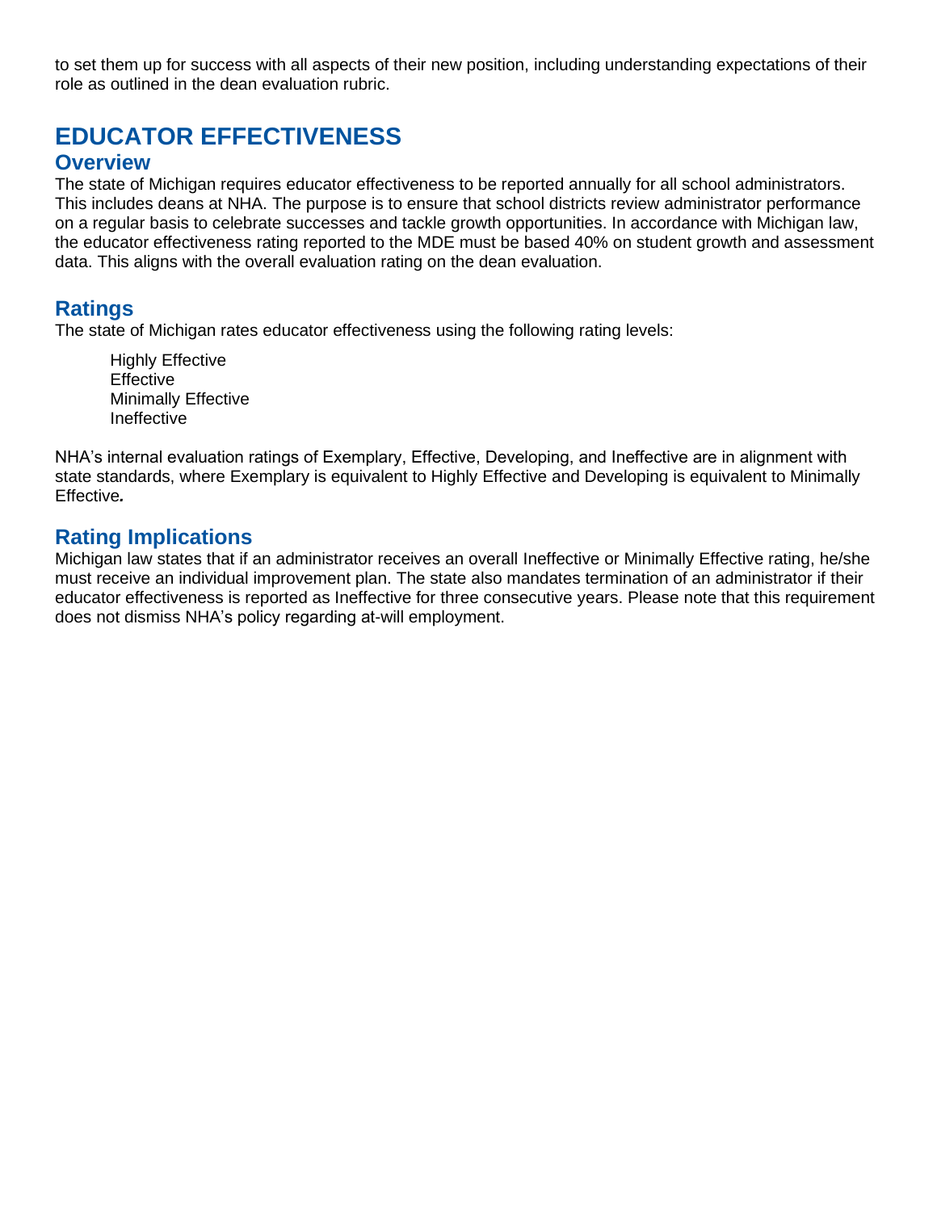to set them up for success with all aspects of their new position, including understanding expectations of their role as outlined in the dean evaluation rubric.

# EDUCATOR EFFECTIVENESS

## Overview

The state of Michigan requires educator effectiveness to be reported annually for all school administrators. This includes deans at NHA. The purpose is to ensure that school districts review administrator performance on a regular basis to celebrate successes and tackle growth opportunities. In accordance with Michigan law, the educator effectiveness rating reported to the MDE must be based 40% on student growth and assessment data. This aligns with the overall evaluation rating on the dean evaluation.

## Ratings

The state of Michigan rates educator effectiveness using the following rating levels:

- Highly Effective
- Effective
- Minimally Effective
- Ineffective

NHA's internal evaluation ratings of Exemplary, Effective, Developing, and Ineffective are in alignment with state standards, where Exemplary is equivalent to Highly Effective and Developing is equivalent to Minimally Effective***.***

## Rating Implications

Michigan law states that if an administrator receives an overall Ineffective or Minimally Effective rating, he/she must receive an individual improvement plan. The state also mandates termination of an administrator if their educator effectiveness is reported as Ineffective for three consecutive years. Please note that this requirement does not dismiss NHA's policy regarding at-will employment.